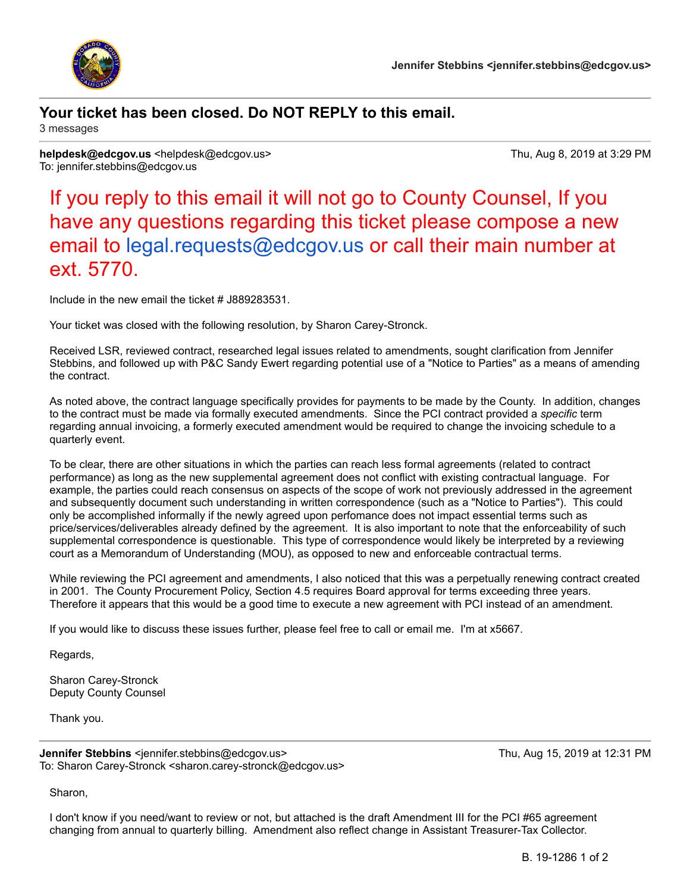**Jennifer Stebbins <jennifer.stebbins@edcgov.us>**

---

# Your ticket has been closed. Do NOT REPLY to this email.

3 messages

---

**helpdesk@edcgov.us** <helpdesk@edcgov.us> Thu, Aug 8, 2019 at 3:29 PM
To: jennifer.stebbins@edcgov.us

## If you reply to this email it will not go to County Counsel, If you have any questions regarding this ticket please compose a new email to legal.requests@edcgov.us or call their main number at ext. 5770.

Include in the new email the ticket # J889283531.

Your ticket was closed with the following resolution, by Sharon Carey-Stronck.

Received LSR, reviewed contract, researched legal issues related to amendments, sought clarification from Jennifer Stebbins, and followed up with P&C Sandy Ewert regarding potential use of a "Notice to Parties" as a means of amending the contract.

As noted above, the contract language specifically provides for payments to be made by the County. In addition, changes to the contract must be made via formally executed amendments. Since the PCI contract provided a *specific* term regarding annual invoicing, a formerly executed amendment would be required to change the invoicing schedule to a quarterly event.

To be clear, there are other situations in which the parties can reach less formal agreements (related to contract performance) as long as the new supplemental agreement does not conflict with existing contractual language. For example, the parties could reach consensus on aspects of the scope of work not previously addressed in the agreement and subsequently document such understanding in written correspondence (such as a "Notice to Parties"). This could only be accomplished informally if the newly agreed upon perfomance does not impact essential terms such as price/services/deliverables already defined by the agreement. It is also important to note that the enforceability of such supplemental correspondence is questionable. This type of correspondence would likely be interpreted by a reviewing court as a Memorandum of Understanding (MOU), as opposed to new and enforceable contractual terms.

While reviewing the PCI agreement and amendments, I also noticed that this was a perpetually renewing contract created in 2001. The County Procurement Policy, Section 4.5 requires Board approval for terms exceeding three years. Therefore it appears that this would be a good time to execute a new agreement with PCI instead of an amendment.

If you would like to discuss these issues further, please feel free to call or email me. I'm at x5667.

Regards,

Sharon Carey-Stronck
Deputy County Counsel

Thank you.

---

**Jennifer Stebbins** <jennifer.stebbins@edcgov.us> Thu, Aug 15, 2019 at 12:31 PM
To: Sharon Carey-Stronck <sharon.carey-stronck@edcgov.us>

Sharon,

I don't know if you need/want to review or not, but attached is the draft Amendment III for the PCI #65 agreement changing from annual to quarterly billing. Amendment also reflect change in Assistant Treasurer-Tax Collector.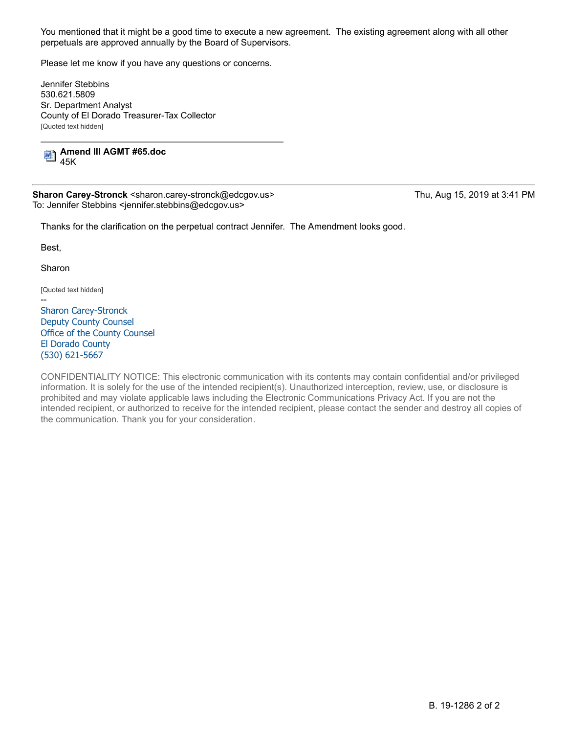You mentioned that it might be a good time to execute a new agreement. The existing agreement along with all other perpetuals are approved annually by the Board of Supervisors.

Please let me know if you have any questions or concerns.

Jennifer Stebbins
530.621.5809
Sr. Department Analyst
County of El Dorado Treasurer-Tax Collector
[Quoted text hidden]

---

**Amend III AGMT #65.doc**
45K

---

**Sharon Carey-Stronck** <sharon.carey-stronck@edcgov.us> Thu, Aug 15, 2019 at 3:41 PM
To: Jennifer Stebbins <jennifer.stebbins@edcgov.us>

Thanks for the clarification on the perpetual contract Jennifer. The Amendment looks good.

Best,

Sharon

[Quoted text hidden]
--
Sharon Carey-Stronck
Deputy County Counsel
Office of the County Counsel
El Dorado County
(530) 621-5667

CONFIDENTIALITY NOTICE: This electronic communication with its contents may contain confidential and/or privileged information. It is solely for the use of the intended recipient(s). Unauthorized interception, review, use, or disclosure is prohibited and may violate applicable laws including the Electronic Communications Privacy Act. If you are not the intended recipient, or authorized to receive for the intended recipient, please contact the sender and destroy all copies of the communication. Thank you for your consideration.